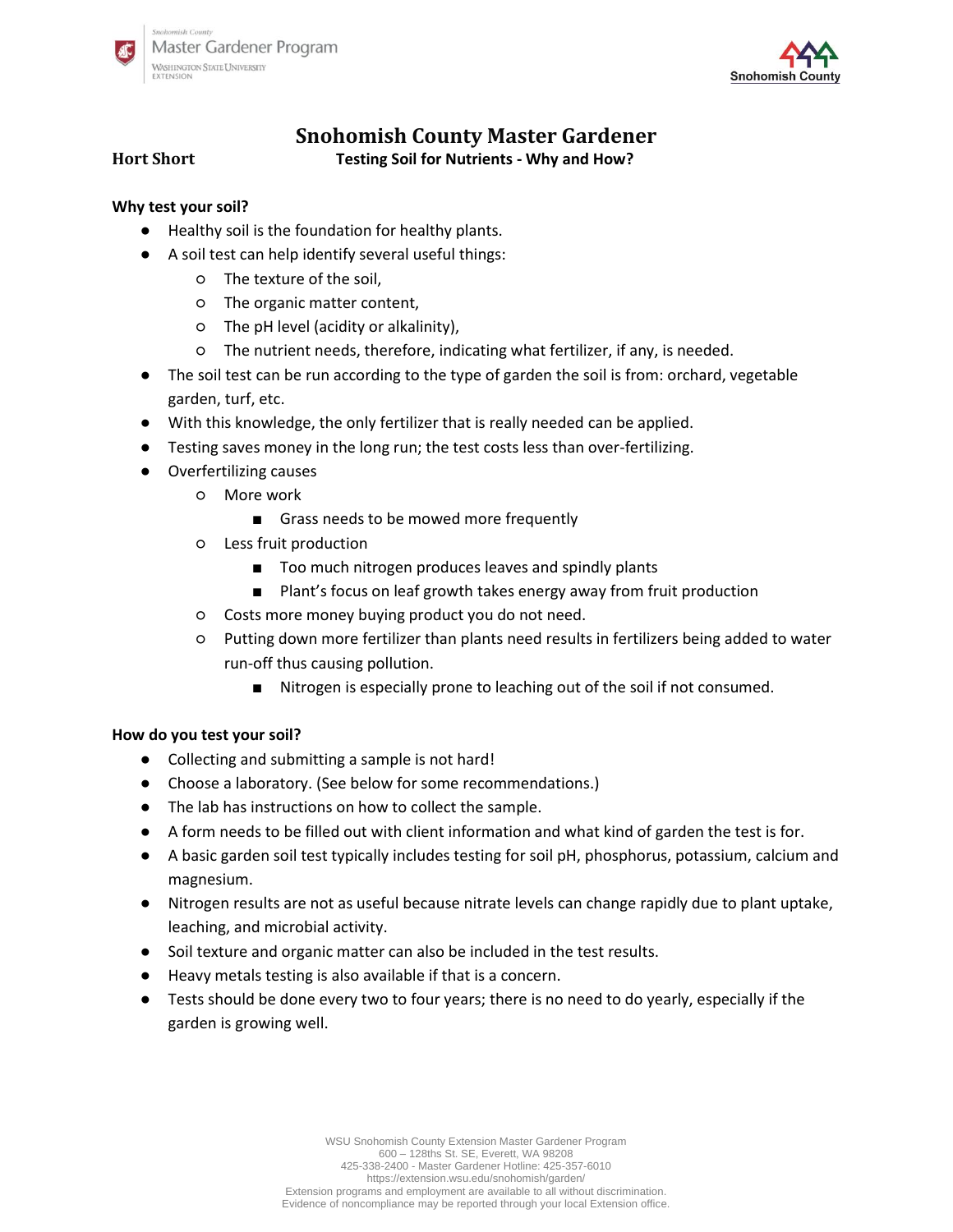# Snohomish County Master Gardener

**Hort Short** — **Testing Soil for Nutrients - Why and How?**

### Why test your soil?

- Healthy soil is the foundation for healthy plants.
- A soil test can help identify several useful things:
  - The texture of the soil,
  - The organic matter content,
  - The pH level (acidity or alkalinity),
  - The nutrient needs, therefore, indicating what fertilizer, if any, is needed.
- The soil test can be run according to the type of garden the soil is from: orchard, vegetable garden, turf, etc.
- With this knowledge, the only fertilizer that is really needed can be applied.
- Testing saves money in the long run; the test costs less than over-fertilizing.
- Overfertilizing causes
  - More work
    - Grass needs to be mowed more frequently
  - Less fruit production
    - Too much nitrogen produces leaves and spindly plants
    - Plant's focus on leaf growth takes energy away from fruit production
  - Costs more money buying product you do not need.
  - Putting down more fertilizer than plants need results in fertilizers being added to water run-off thus causing pollution.
    - Nitrogen is especially prone to leaching out of the soil if not consumed.

### How do you test your soil?

- Collecting and submitting a sample is not hard!
- Choose a laboratory. (See below for some recommendations.)
- The lab has instructions on how to collect the sample.
- A form needs to be filled out with client information and what kind of garden the test is for.
- A basic garden soil test typically includes testing for soil pH, phosphorus, potassium, calcium and magnesium.
- Nitrogen results are not as useful because nitrate levels can change rapidly due to plant uptake, leaching, and microbial activity.
- Soil texture and organic matter can also be included in the test results.
- Heavy metals testing is also available if that is a concern.
- Tests should be done every two to four years; there is no need to do yearly, especially if the garden is growing well.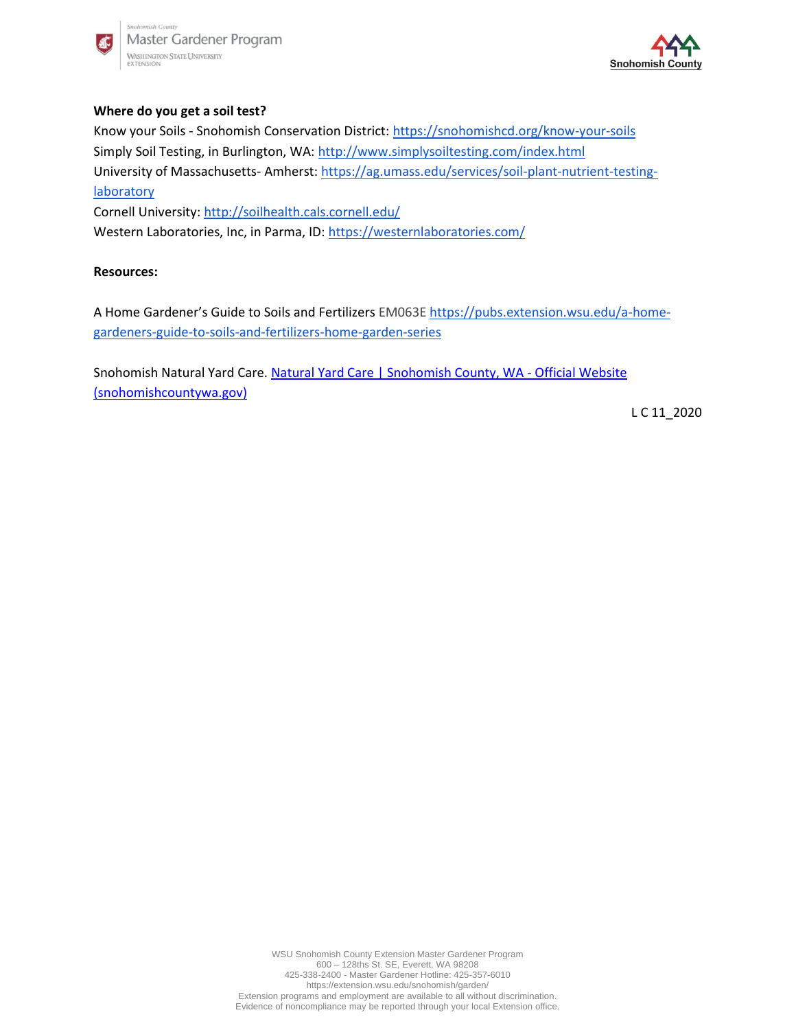**Where do you get a soil test?**

Know your Soils - Snohomish Conservation District: https://snohomishcd.org/know-your-soils
Simply Soil Testing, in Burlington, WA: http://www.simplysoiltesting.com/index.html
University of Massachusetts- Amherst: https://ag.umass.edu/services/soil-plant-nutrient-testing-laboratory
Cornell University: http://soilhealth.cals.cornell.edu/
Western Laboratories, Inc, in Parma, ID: https://westernlaboratories.com/

**Resources:**

A Home Gardener's Guide to Soils and Fertilizers EM063E https://pubs.extension.wsu.edu/a-home-gardeners-guide-to-soils-and-fertilizers-home-garden-series

Snohomish Natural Yard Care. Natural Yard Care | Snohomish County, WA - Official Website (snohomishcountywa.gov)

L C 11_2020

WSU Snohomish County Extension Master Gardener Program
600 – 128ths St. SE, Everett, WA 98208
425-338-2400 - Master Gardener Hotline: 425-357-6010
https://extension.wsu.edu/snohomish/garden/
Extension programs and employment are available to all without discrimination.
Evidence of noncompliance may be reported through your local Extension office.